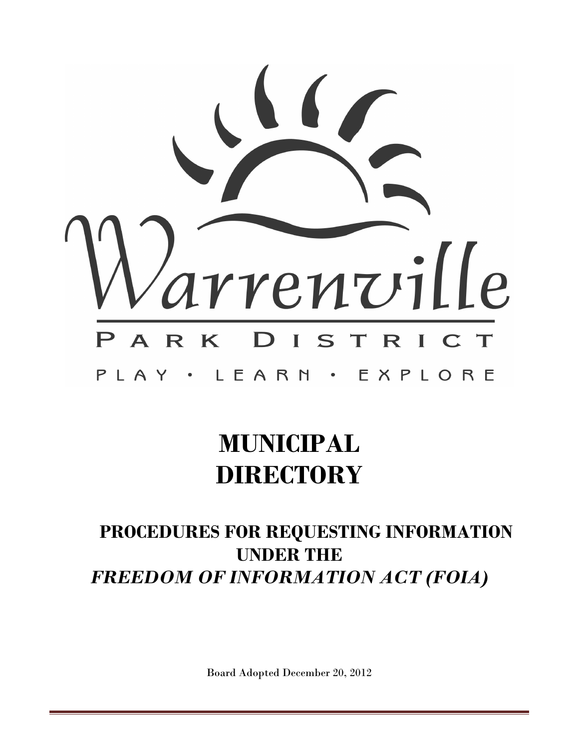Warrenville

PARK DISTRICT

PLAY • LEARN • EXPLORE

# MUNICIPAL DIRECTORY

## PROCEDURES FOR REQUESTING INFORMATION UNDER THE *FREEDOM OF INFORMATION ACT (FOIA)*

Board Adopted December 20, 2012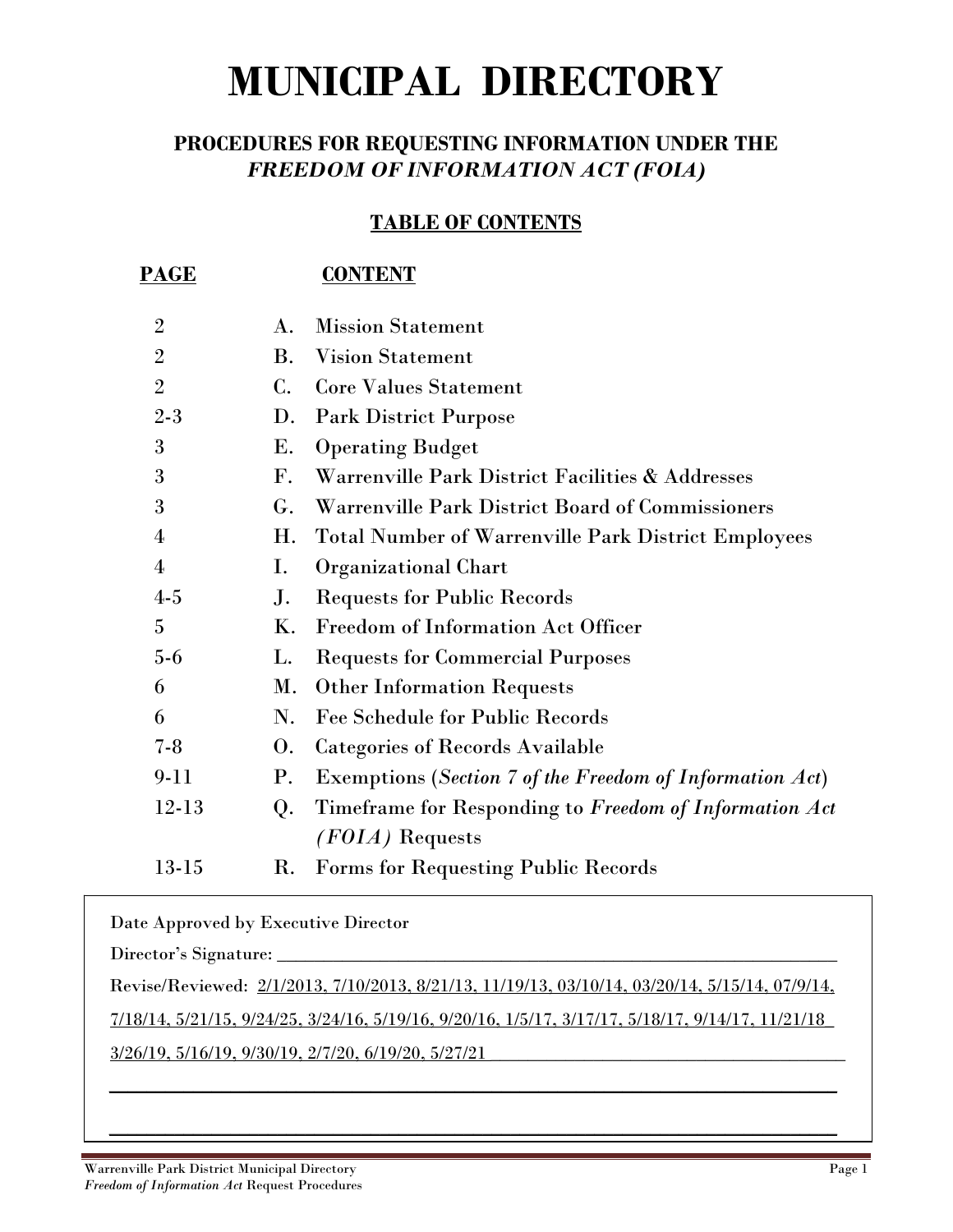# MUNICIPAL DIRECTORY

## PROCEDURES FOR REQUESTING INFORMATION UNDER THE *FREEDOM OF INFORMATION ACT (FOIA)*

### TABLE OF CONTENTS

| PAGE | | CONTENT |
|---|---|---|
| 2 | A. | Mission Statement |
| 2 | B. | Vision Statement |
| 2 | C. | Core Values Statement |
| 2-3 | D. | Park District Purpose |
| 3 | E. | Operating Budget |
| 3 | F. | Warrenville Park District Facilities & Addresses |
| 3 | G. | Warrenville Park District Board of Commissioners |
| 4 | H. | Total Number of Warrenville Park District Employees |
| 4 | I. | Organizational Chart |
| 4-5 | J. | Requests for Public Records |
| 5 | K. | Freedom of Information Act Officer |
| 5-6 | L. | Requests for Commercial Purposes |
| 6 | M. | Other Information Requests |
| 6 | N. | Fee Schedule for Public Records |
| 7-8 | O. | Categories of Records Available |
| 9-11 | P. | Exemptions (*Section 7 of the Freedom of Information Act*) |
| 12-13 | Q. | Timeframe for Responding to *Freedom of Information Act (FOIA)* Requests |
| 13-15 | R. | Forms for Requesting Public Records |

Date Approved by Executive Director

Director's Signature: ___________________________________________

Revise/Reviewed: 2/1/2013, 7/10/2013, 8/21/13, 11/19/13, 03/10/14, 03/20/14, 5/15/14, 07/9/14, 7/18/14, 5/21/15, 9/24/25, 3/24/16, 5/19/16, 9/20/16, 1/5/17, 3/17/17, 5/18/17, 9/14/17, 11/21/18 3/26/19, 5/16/19, 9/30/19, 2/7/20, 6/19/20, 5/27/21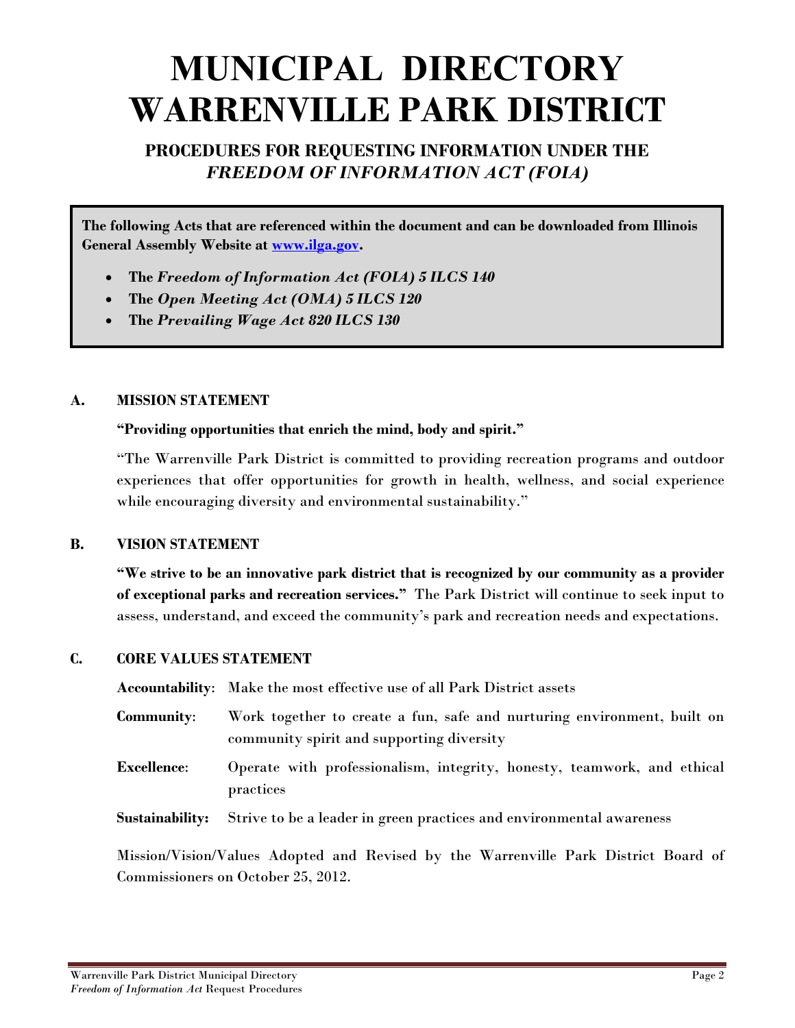# MUNICIPAL DIRECTORY WARRENVILLE PARK DISTRICT

## PROCEDURES FOR REQUESTING INFORMATION UNDER THE *FREEDOM OF INFORMATION ACT (FOIA)*

**The following Acts that are referenced within the document and can be downloaded from Illinois General Assembly Website at [www.ilga.gov](www.ilga.gov).**

- **The *Freedom of Information Act (FOIA) 5 ILCS 140***
- **The *Open Meeting Act (OMA) 5 ILCS 120***
- **The *Prevailing Wage Act 820 ILCS 130***

### A. MISSION STATEMENT

**"Providing opportunities that enrich the mind, body and spirit."**

"The Warrenville Park District is committed to providing recreation programs and outdoor experiences that offer opportunities for growth in health, wellness, and social experience while encouraging diversity and environmental sustainability."

### B. VISION STATEMENT

**"We strive to be an innovative park district that is recognized by our community as a provider of exceptional parks and recreation services."** The Park District will continue to seek input to assess, understand, and exceed the community's park and recreation needs and expectations.

### C. CORE VALUES STATEMENT

**Accountability**: Make the most effective use of all Park District assets

**Community**: Work together to create a fun, safe and nurturing environment, built on community spirit and supporting diversity

**Excellence**: Operate with professionalism, integrity, honesty, teamwork, and ethical practices

**Sustainability:** Strive to be a leader in green practices and environmental awareness

Mission/Vision/Values Adopted and Revised by the Warrenville Park District Board of Commissioners on October 25, 2012.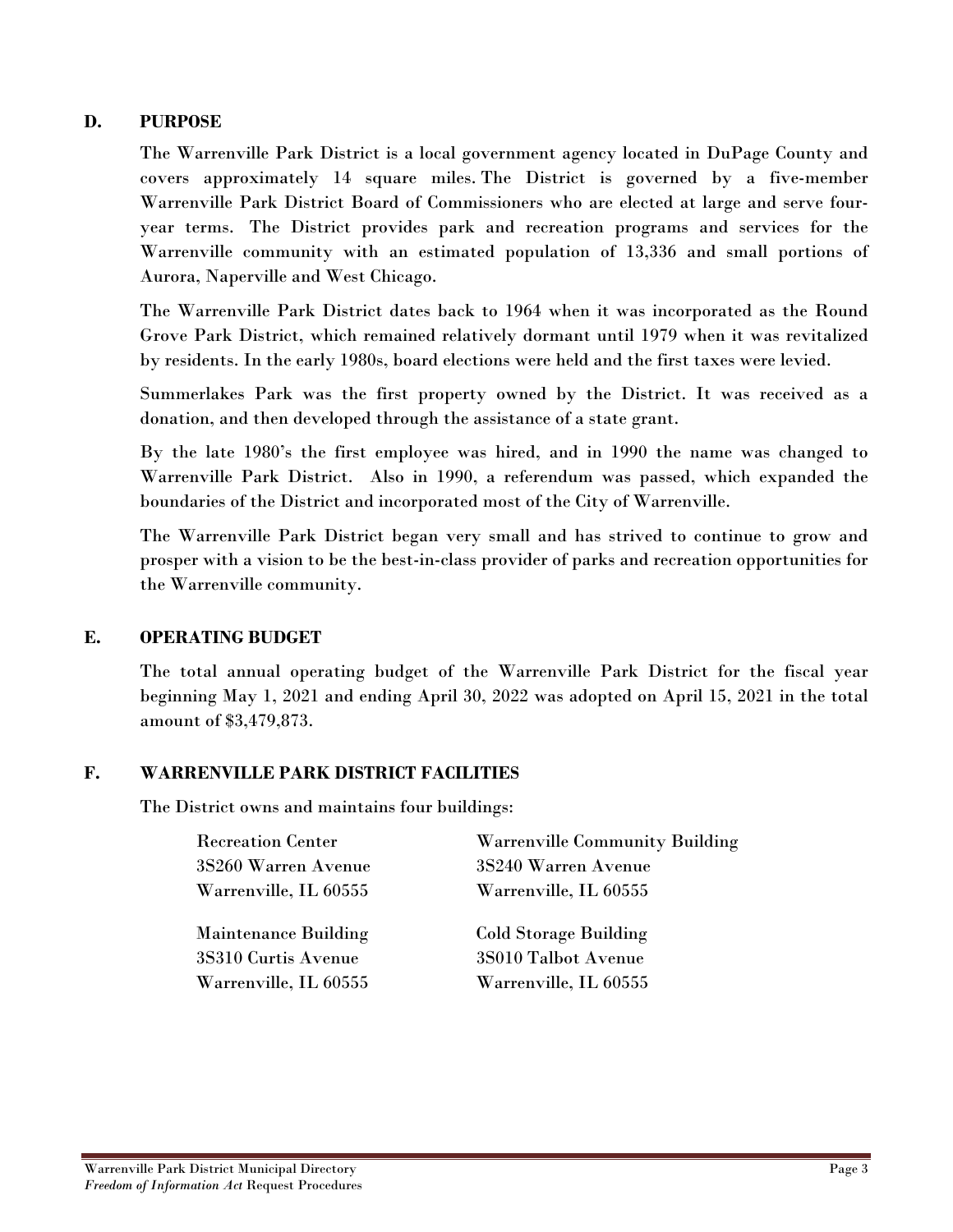## D. PURPOSE

The Warrenville Park District is a local government agency located in DuPage County and covers approximately 14 square miles. The District is governed by a five-member Warrenville Park District Board of Commissioners who are elected at large and serve four-year terms. The District provides park and recreation programs and services for the Warrenville community with an estimated population of 13,336 and small portions of Aurora, Naperville and West Chicago.

The Warrenville Park District dates back to 1964 when it was incorporated as the Round Grove Park District, which remained relatively dormant until 1979 when it was revitalized by residents. In the early 1980s, board elections were held and the first taxes were levied.

Summerlakes Park was the first property owned by the District. It was received as a donation, and then developed through the assistance of a state grant.

By the late 1980's the first employee was hired, and in 1990 the name was changed to Warrenville Park District. Also in 1990, a referendum was passed, which expanded the boundaries of the District and incorporated most of the City of Warrenville.

The Warrenville Park District began very small and has strived to continue to grow and prosper with a vision to be the best-in-class provider of parks and recreation opportunities for the Warrenville community.

## E. OPERATING BUDGET

The total annual operating budget of the Warrenville Park District for the fiscal year beginning May 1, 2021 and ending April 30, 2022 was adopted on April 15, 2021 in the total amount of $3,479,873.

## F. WARRENVILLE PARK DISTRICT FACILITIES

The District owns and maintains four buildings:

Recreation Center
3S260 Warren Avenue
Warrenville, IL 60555

Warrenville Community Building
3S240 Warren Avenue
Warrenville, IL 60555

Maintenance Building
3S310 Curtis Avenue
Warrenville, IL 60555

Cold Storage Building
3S010 Talbot Avenue
Warrenville, IL 60555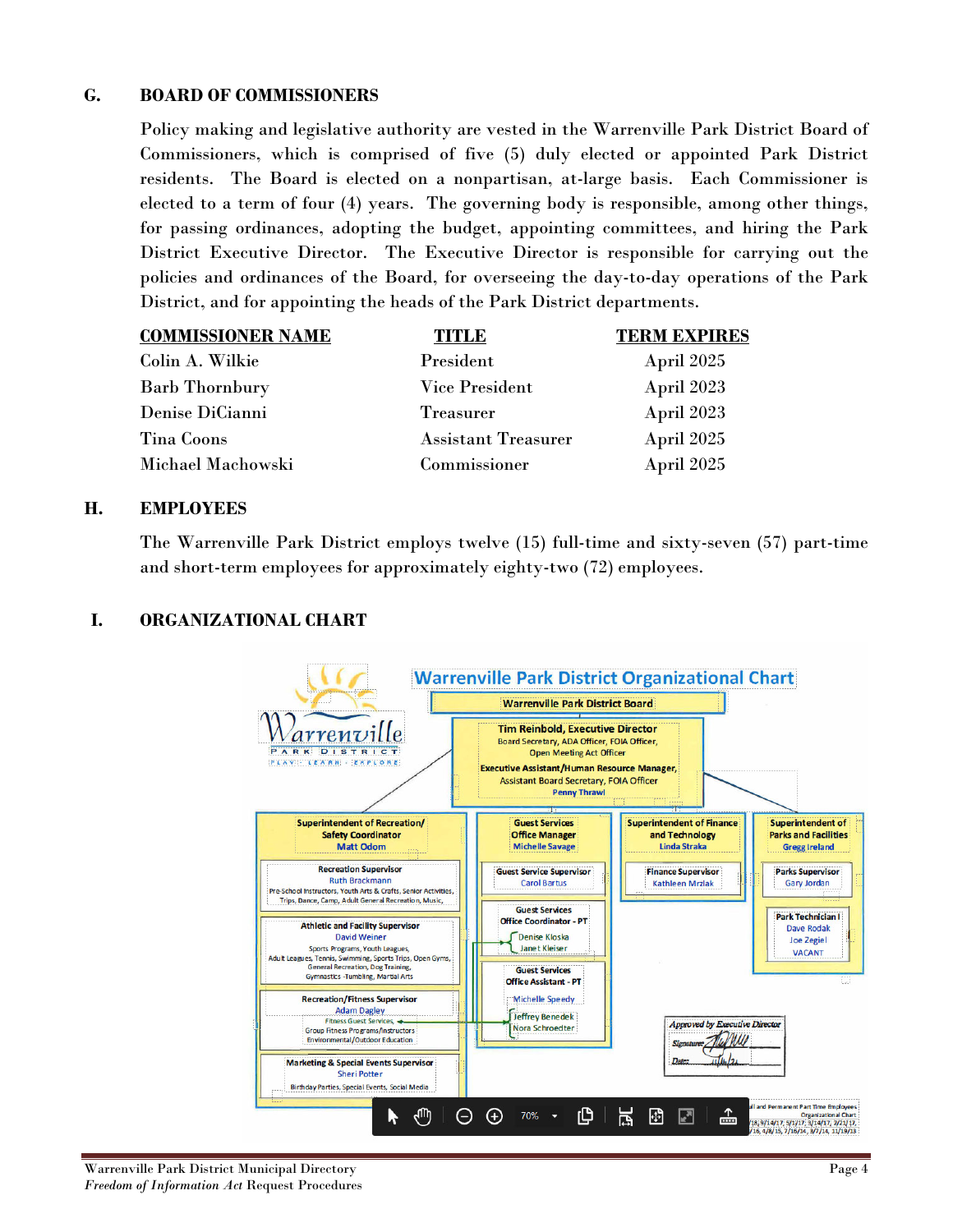## G. BOARD OF COMMISSIONERS

Policy making and legislative authority are vested in the Warrenville Park District Board of Commissioners, which is comprised of five (5) duly elected or appointed Park District residents. The Board is elected on a nonpartisan, at-large basis. Each Commissioner is elected to a term of four (4) years. The governing body is responsible, among other things, for passing ordinances, adopting the budget, appointing committees, and hiring the Park District Executive Director. The Executive Director is responsible for carrying out the policies and ordinances of the Board, for overseeing the day-to-day operations of the Park District, and for appointing the heads of the Park District departments.

| COMMISSIONER NAME | TITLE | TERM EXPIRES |
|---|---|---|
| Colin A. Wilkie | President | April 2025 |
| Barb Thornbury | Vice President | April 2023 |
| Denise DiCianni | Treasurer | April 2023 |
| Tina Coons | Assistant Treasurer | April 2025 |
| Michael Machowski | Commissioner | April 2025 |

## H. EMPLOYEES

The Warrenville Park District employs twelve (15) full-time and sixty-seven (57) part-time and short-term employees for approximately eighty-two (72) employees.

## I. ORGANIZATIONAL CHART

**Warrenville Park District Organizational Chart**

Warrenville Park District Board

Tim Reinbold, Executive Director
Board Secretary, ADA Officer, FOIA Officer, Open Meeting Act Officer

Executive Assistant/Human Resource Manager, Assistant Board Secretary, FOIA Officer
Penny Thrawl

- **Superintendent of Recreation/Safety Coordinator** – Matt Odom
  - Recreation Supervisor – Ruth Brackmann: Pre-School Instructors, Youth Arts & Crafts, Senior Activities, Trips, Dance, Camp, Adult General Recreation, Music
  - Athletic and Facility Supervisor – David Weiner: Sports Programs, Youth Leagues, Adult Leagues, Tennis, Swimming, Sports Trips, Open Gyms, General Recreation, Dog Training, Gymnastics -Tumbling, Martial Arts
  - Recreation/Fitness Supervisor – Adam Dagley: Fitness Guest Services, Group Fitness Programs/Instructors, Environmental/Outdoor Education
  - Marketing & Special Events Supervisor – Sheri Potter: Birthday Parties, Special Events, Social Media
- **Guest Services Office Manager** – Michelle Savage
  - Guest Service Supervisor – Carol Bartus
  - Guest Services Office Coordinator - PT – Denise Kloska, Janet Kleiser
  - Guest Services Office Assistant - PT – Michelle Speedy, Jeffrey Benedek, Nora Schroedter
- **Superintendent of Finance and Technology** – Linda Straka
  - Finance Supervisor – Kathleen Mrzlak
- **Superintendent of Parks and Facilities** – Gregg Ireland
  - Parks Supervisor – Gary Jordan
  - Park Technician I – Dave Rodak, Joe Zegiel, VACANT

Approved by Executive Director
Signature: [signature]
Date: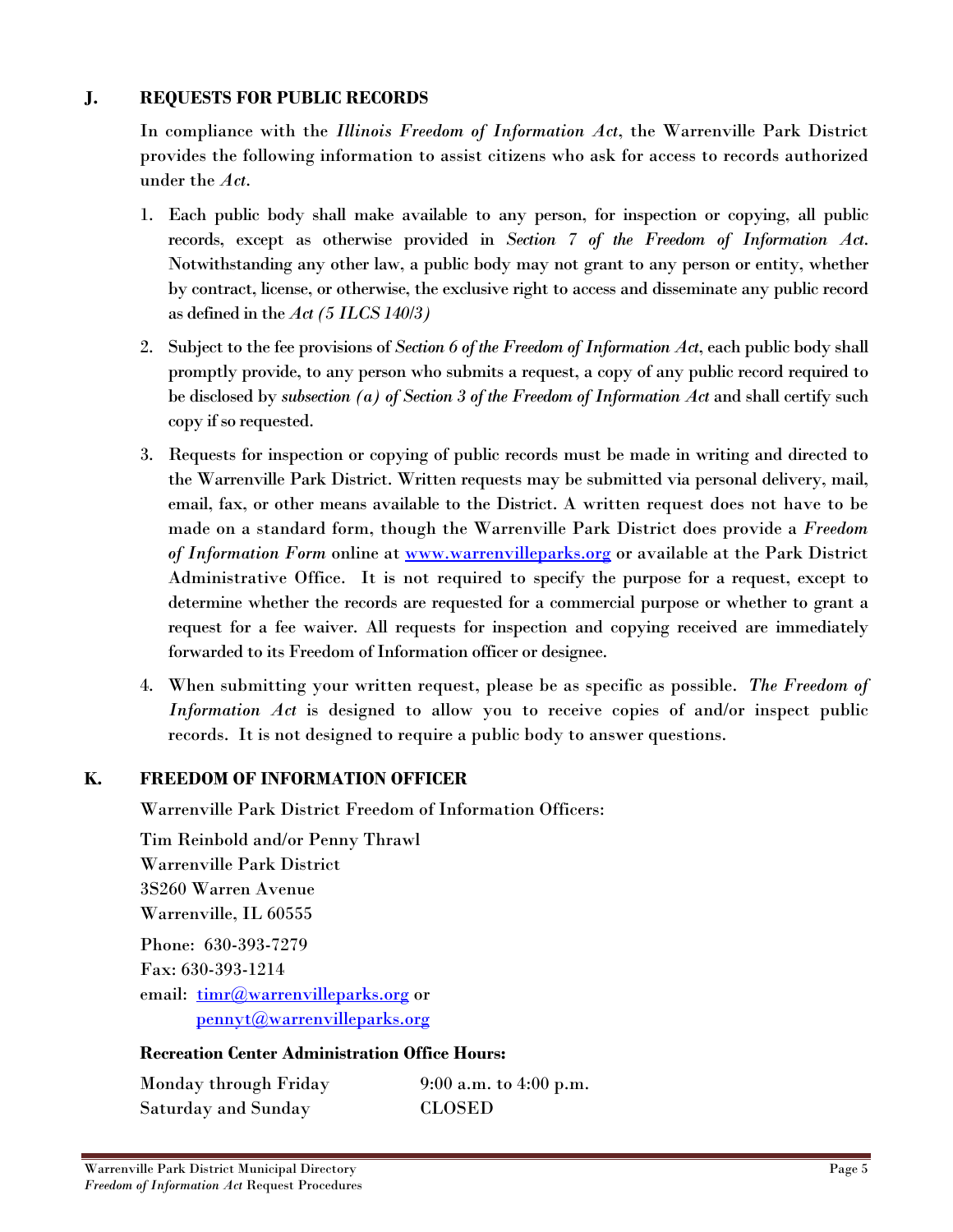## J. REQUESTS FOR PUBLIC RECORDS

In compliance with the *Illinois Freedom of Information Act*, the Warrenville Park District provides the following information to assist citizens who ask for access to records authorized under the *Act*.

1. Each public body shall make available to any person, for inspection or copying, all public records, except as otherwise provided in *Section 7 of the Freedom of Information Act*. Notwithstanding any other law, a public body may not grant to any person or entity, whether by contract, license, or otherwise, the exclusive right to access and disseminate any public record as defined in the *Act (5 ILCS 140/3)*
2. Subject to the fee provisions of *Section 6 of the Freedom of Information Act*, each public body shall promptly provide, to any person who submits a request, a copy of any public record required to be disclosed by *subsection (a) of Section 3 of the Freedom of Information Act* and shall certify such copy if so requested.
3. Requests for inspection or copying of public records must be made in writing and directed to the Warrenville Park District. Written requests may be submitted via personal delivery, mail, email, fax, or other means available to the District. A written request does not have to be made on a standard form, though the Warrenville Park District does provide a *Freedom of Information Form* online at [www.warrenvilleparks.org](www.warrenvilleparks.org) or available at the Park District Administrative Office. It is not required to specify the purpose for a request, except to determine whether the records are requested for a commercial purpose or whether to grant a request for a fee waiver. All requests for inspection and copying received are immediately forwarded to its Freedom of Information officer or designee.
4. When submitting your written request, please be as specific as possible. *The Freedom of Information Act* is designed to allow you to receive copies of and/or inspect public records. It is not designed to require a public body to answer questions.

## K. FREEDOM OF INFORMATION OFFICER

Warrenville Park District Freedom of Information Officers:

Tim Reinbold and/or Penny Thrawl
Warrenville Park District
3S260 Warren Avenue
Warrenville, IL 60555

Phone: 630-393-7279
Fax: 630-393-1214
email: [timr@warrenvilleparks.org](mailto:timr@warrenvilleparks.org) or
[pennyt@warrenvilleparks.org](mailto:pennyt@warrenvilleparks.org)

**Recreation Center Administration Office Hours:**

| | |
|---|---|
| Monday through Friday | 9:00 a.m. to 4:00 p.m. |
| Saturday and Sunday | CLOSED |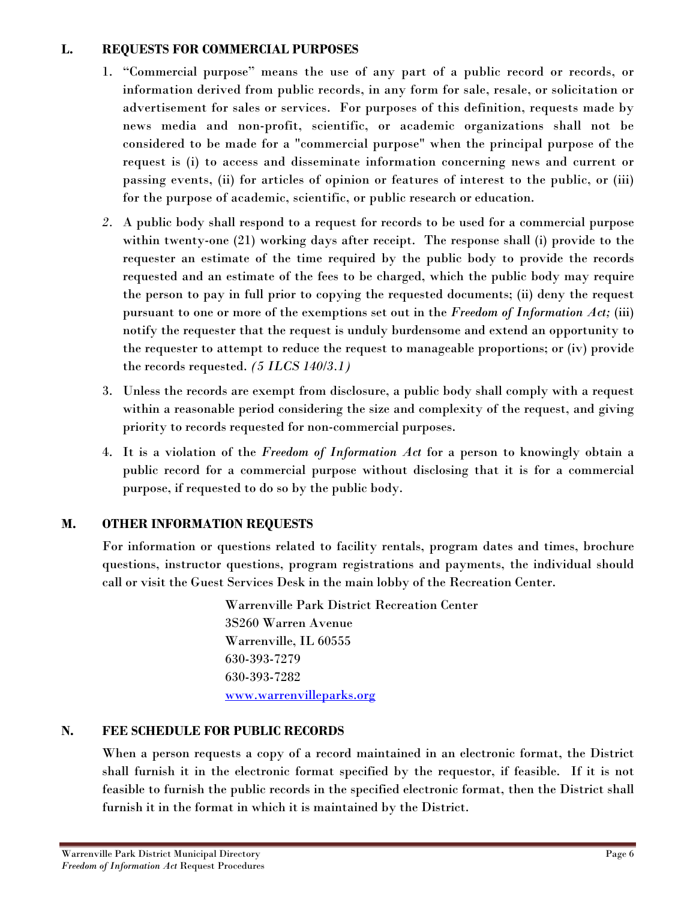## L. REQUESTS FOR COMMERCIAL PURPOSES

1. "Commercial purpose" means the use of any part of a public record or records, or information derived from public records, in any form for sale, resale, or solicitation or advertisement for sales or services. For purposes of this definition, requests made by news media and non-profit, scientific, or academic organizations shall not be considered to be made for a "commercial purpose" when the principal purpose of the request is (i) to access and disseminate information concerning news and current or passing events, (ii) for articles of opinion or features of interest to the public, or (iii) for the purpose of academic, scientific, or public research or education.

2. A public body shall respond to a request for records to be used for a commercial purpose within twenty-one (21) working days after receipt. The response shall (i) provide to the requester an estimate of the time required by the public body to provide the records requested and an estimate of the fees to be charged, which the public body may require the person to pay in full prior to copying the requested documents; (ii) deny the request pursuant to one or more of the exemptions set out in the *Freedom of Information Act;* (iii) notify the requester that the request is unduly burdensome and extend an opportunity to the requester to attempt to reduce the request to manageable proportions; or (iv) provide the records requested. *(5 ILCS 140/3.1)*

3. Unless the records are exempt from disclosure, a public body shall comply with a request within a reasonable period considering the size and complexity of the request, and giving priority to records requested for non-commercial purposes.

4. It is a violation of the *Freedom of Information Act* for a person to knowingly obtain a public record for a commercial purpose without disclosing that it is for a commercial purpose, if requested to do so by the public body.

## M. OTHER INFORMATION REQUESTS

For information or questions related to facility rentals, program dates and times, brochure questions, instructor questions, program registrations and payments, the individual should call or visit the Guest Services Desk in the main lobby of the Recreation Center.

Warrenville Park District Recreation Center
3S260 Warren Avenue
Warrenville, IL 60555
630-393-7279
630-393-7282
www.warrenvilleparks.org

## N. FEE SCHEDULE FOR PUBLIC RECORDS

When a person requests a copy of a record maintained in an electronic format, the District shall furnish it in the electronic format specified by the requestor, if feasible. If it is not feasible to furnish the public records in the specified electronic format, then the District shall furnish it in the format in which it is maintained by the District.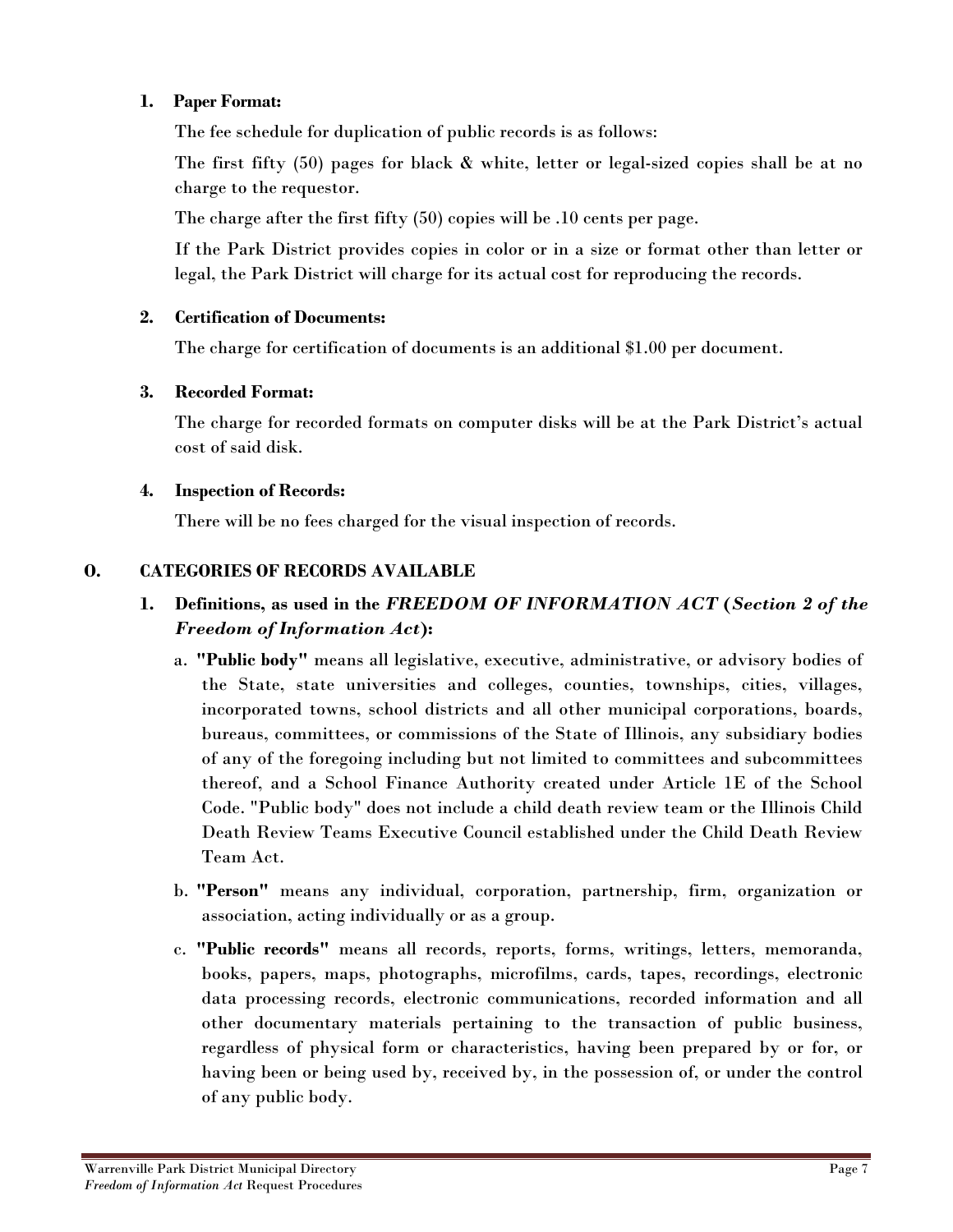**1. Paper Format:**

The fee schedule for duplication of public records is as follows:

The first fifty (50) pages for black & white, letter or legal-sized copies shall be at no charge to the requestor.

The charge after the first fifty (50) copies will be .10 cents per page.

If the Park District provides copies in color or in a size or format other than letter or legal, the Park District will charge for its actual cost for reproducing the records.

**2. Certification of Documents:**

The charge for certification of documents is an additional $1.00 per document.

**3. Recorded Format:**

The charge for recorded formats on computer disks will be at the Park District's actual cost of said disk.

**4. Inspection of Records:**

There will be no fees charged for the visual inspection of records.

## O. CATEGORIES OF RECORDS AVAILABLE

### 1. Definitions, as used in the *FREEDOM OF INFORMATION ACT* (*Section 2 of the Freedom of Information Act*):

a. **"Public body"** means all legislative, executive, administrative, or advisory bodies of the State, state universities and colleges, counties, townships, cities, villages, incorporated towns, school districts and all other municipal corporations, boards, bureaus, committees, or commissions of the State of Illinois, any subsidiary bodies of any of the foregoing including but not limited to committees and subcommittees thereof, and a School Finance Authority created under Article 1E of the School Code. "Public body" does not include a child death review team or the Illinois Child Death Review Teams Executive Council established under the Child Death Review Team Act.

b. **"Person"** means any individual, corporation, partnership, firm, organization or association, acting individually or as a group.

c. **"Public records"** means all records, reports, forms, writings, letters, memoranda, books, papers, maps, photographs, microfilms, cards, tapes, recordings, electronic data processing records, electronic communications, recorded information and all other documentary materials pertaining to the transaction of public business, regardless of physical form or characteristics, having been prepared by or for, or having been or being used by, received by, in the possession of, or under the control of any public body.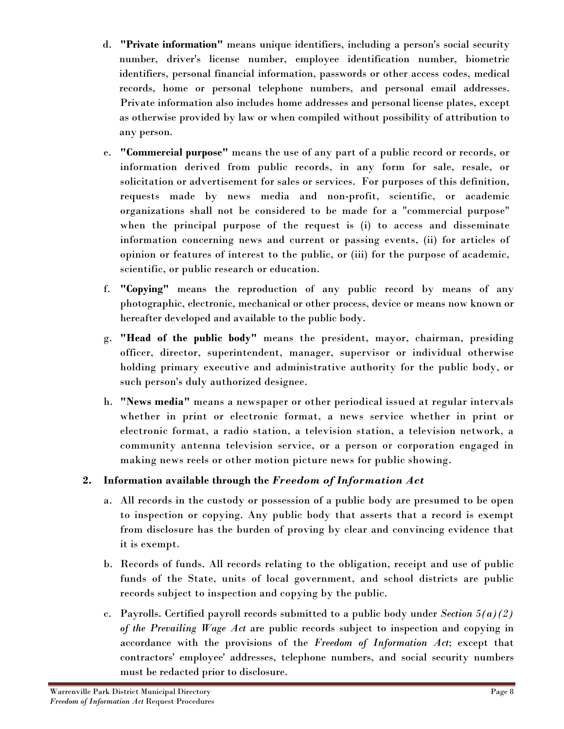d. **"Private information"** means unique identifiers, including a person's social security number, driver's license number, employee identification number, biometric identifiers, personal financial information, passwords or other access codes, medical records, home or personal telephone numbers, and personal email addresses. Private information also includes home addresses and personal license plates, except as otherwise provided by law or when compiled without possibility of attribution to any person.

e. **"Commercial purpose"** means the use of any part of a public record or records, or information derived from public records, in any form for sale, resale, or solicitation or advertisement for sales or services. For purposes of this definition, requests made by news media and non-profit, scientific, or academic organizations shall not be considered to be made for a "commercial purpose" when the principal purpose of the request is (i) to access and disseminate information concerning news and current or passing events, (ii) for articles of opinion or features of interest to the public, or (iii) for the purpose of academic, scientific, or public research or education.

f. **"Copying"** means the reproduction of any public record by means of any photographic, electronic, mechanical or other process, device or means now known or hereafter developed and available to the public body.

g. **"Head of the public body"** means the president, mayor, chairman, presiding officer, director, superintendent, manager, supervisor or individual otherwise holding primary executive and administrative authority for the public body, or such person's duly authorized designee.

h. **"News media"** means a newspaper or other periodical issued at regular intervals whether in print or electronic format, a news service whether in print or electronic format, a radio station, a television station, a television network, a community antenna television service, or a person or corporation engaged in making news reels or other motion picture news for public showing.

## 2. Information available through the *Freedom of Information Act*

a. All records in the custody or possession of a public body are presumed to be open to inspection or copying. Any public body that asserts that a record is exempt from disclosure has the burden of proving by clear and convincing evidence that it is exempt.

b. Records of funds. All records relating to the obligation, receipt and use of public funds of the State, units of local government, and school districts are public records subject to inspection and copying by the public.

c. Payrolls. Certified payroll records submitted to a public body under *Section 5(a)(2) of the Prevailing Wage Act* are public records subject to inspection and copying in accordance with the provisions of the *Freedom of Information Act*; except that contractors' employee' addresses, telephone numbers, and social security numbers must be redacted prior to disclosure.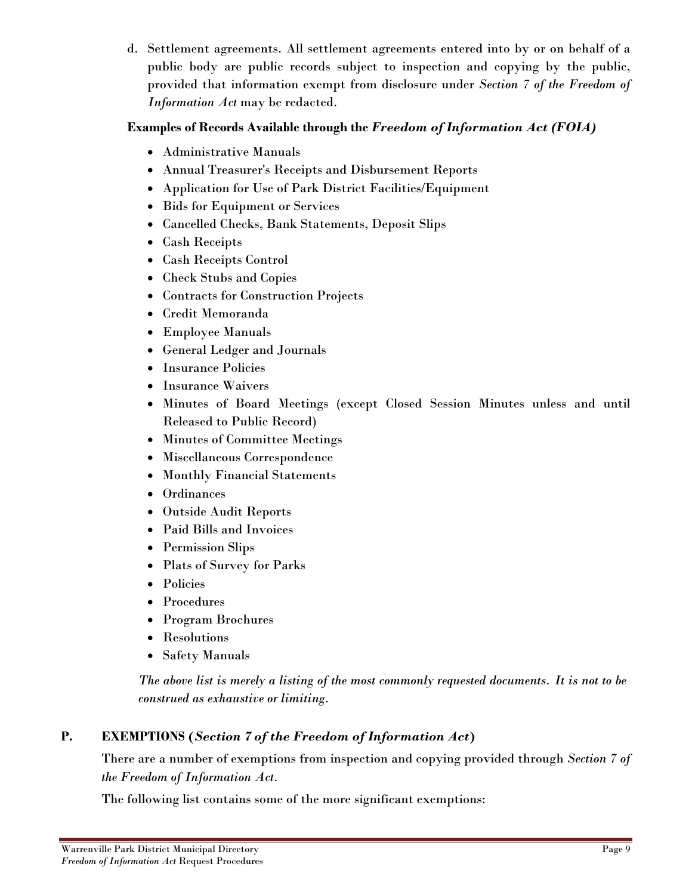d. Settlement agreements. All settlement agreements entered into by or on behalf of a public body are public records subject to inspection and copying by the public, provided that information exempt from disclosure under *Section 7 of the Freedom of Information Act* may be redacted.

**Examples of Records Available through the *Freedom of Information Act (FOIA)***

- Administrative Manuals
- Annual Treasurer's Receipts and Disbursement Reports
- Application for Use of Park District Facilities/Equipment
- Bids for Equipment or Services
- Cancelled Checks, Bank Statements, Deposit Slips
- Cash Receipts
- Cash Receipts Control
- Check Stubs and Copies
- Contracts for Construction Projects
- Credit Memoranda
- Employee Manuals
- General Ledger and Journals
- Insurance Policies
- Insurance Waivers
- Minutes of Board Meetings (except Closed Session Minutes unless and until Released to Public Record)
- Minutes of Committee Meetings
- Miscellaneous Correspondence
- Monthly Financial Statements
- Ordinances
- Outside Audit Reports
- Paid Bills and Invoices
- Permission Slips
- Plats of Survey for Parks
- Policies
- Procedures
- Program Brochures
- Resolutions
- Safety Manuals

*The above list is merely a listing of the most commonly requested documents. It is not to be construed as exhaustive or limiting.*

## P. EXEMPTIONS (*Section 7 of the Freedom of Information Act*)

There are a number of exemptions from inspection and copying provided through *Section 7 of the Freedom of Information Act*.

The following list contains some of the more significant exemptions: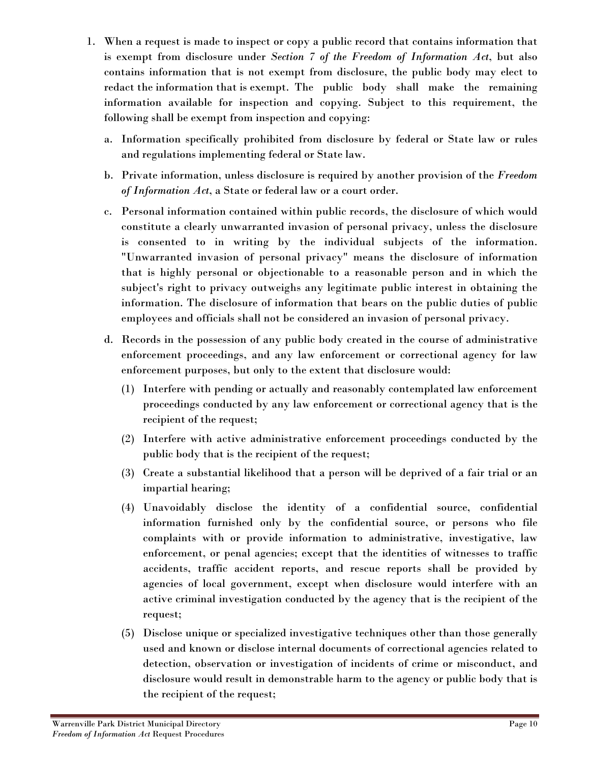1. When a request is made to inspect or copy a public record that contains information that is exempt from disclosure under *Section 7 of the Freedom of Information Act*, but also contains information that is not exempt from disclosure, the public body may elect to redact the information that is exempt. The public body shall make the remaining information available for inspection and copying. Subject to this requirement, the following shall be exempt from inspection and copying:

   a. Information specifically prohibited from disclosure by federal or State law or rules and regulations implementing federal or State law.

   b. Private information, unless disclosure is required by another provision of the *Freedom of Information Act*, a State or federal law or a court order.

   c. Personal information contained within public records, the disclosure of which would constitute a clearly unwarranted invasion of personal privacy, unless the disclosure is consented to in writing by the individual subjects of the information. "Unwarranted invasion of personal privacy" means the disclosure of information that is highly personal or objectionable to a reasonable person and in which the subject's right to privacy outweighs any legitimate public interest in obtaining the information. The disclosure of information that bears on the public duties of public employees and officials shall not be considered an invasion of personal privacy.

   d. Records in the possession of any public body created in the course of administrative enforcement proceedings, and any law enforcement or correctional agency for law enforcement purposes, but only to the extent that disclosure would:

      (1) Interfere with pending or actually and reasonably contemplated law enforcement proceedings conducted by any law enforcement or correctional agency that is the recipient of the request;

      (2) Interfere with active administrative enforcement proceedings conducted by the public body that is the recipient of the request;

      (3) Create a substantial likelihood that a person will be deprived of a fair trial or an impartial hearing;

      (4) Unavoidably disclose the identity of a confidential source, confidential information furnished only by the confidential source, or persons who file complaints with or provide information to administrative, investigative, law enforcement, or penal agencies; except that the identities of witnesses to traffic accidents, traffic accident reports, and rescue reports shall be provided by agencies of local government, except when disclosure would interfere with an active criminal investigation conducted by the agency that is the recipient of the request;

      (5) Disclose unique or specialized investigative techniques other than those generally used and known or disclose internal documents of correctional agencies related to detection, observation or investigation of incidents of crime or misconduct, and disclosure would result in demonstrable harm to the agency or public body that is the recipient of the request;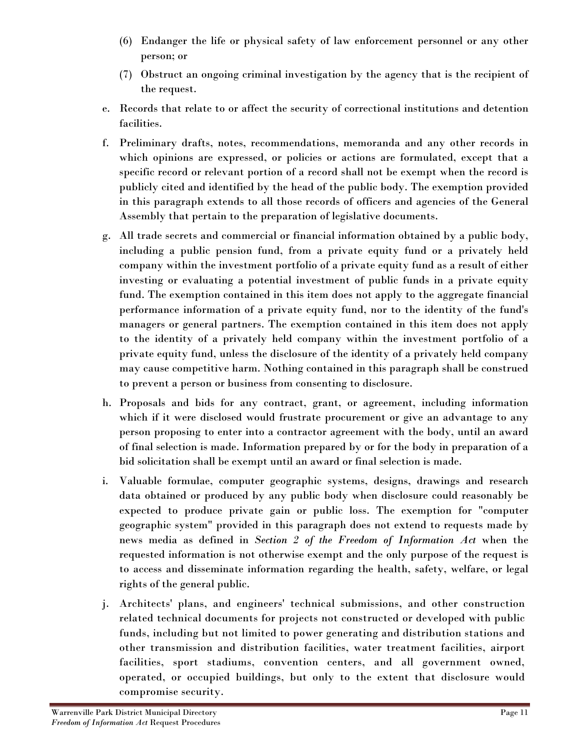(6) Endanger the life or physical safety of law enforcement personnel or any other person; or

(7) Obstruct an ongoing criminal investigation by the agency that is the recipient of the request.

e. Records that relate to or affect the security of correctional institutions and detention facilities.

f. Preliminary drafts, notes, recommendations, memoranda and any other records in which opinions are expressed, or policies or actions are formulated, except that a specific record or relevant portion of a record shall not be exempt when the record is publicly cited and identified by the head of the public body. The exemption provided in this paragraph extends to all those records of officers and agencies of the General Assembly that pertain to the preparation of legislative documents.

g. All trade secrets and commercial or financial information obtained by a public body, including a public pension fund, from a private equity fund or a privately held company within the investment portfolio of a private equity fund as a result of either investing or evaluating a potential investment of public funds in a private equity fund. The exemption contained in this item does not apply to the aggregate financial performance information of a private equity fund, nor to the identity of the fund's managers or general partners. The exemption contained in this item does not apply to the identity of a privately held company within the investment portfolio of a private equity fund, unless the disclosure of the identity of a privately held company may cause competitive harm. Nothing contained in this paragraph shall be construed to prevent a person or business from consenting to disclosure.

h. Proposals and bids for any contract, grant, or agreement, including information which if it were disclosed would frustrate procurement or give an advantage to any person proposing to enter into a contractor agreement with the body, until an award of final selection is made. Information prepared by or for the body in preparation of a bid solicitation shall be exempt until an award or final selection is made.

i. Valuable formulae, computer geographic systems, designs, drawings and research data obtained or produced by any public body when disclosure could reasonably be expected to produce private gain or public loss. The exemption for "computer geographic system" provided in this paragraph does not extend to requests made by news media as defined in *Section 2 of the Freedom of Information Act* when the requested information is not otherwise exempt and the only purpose of the request is to access and disseminate information regarding the health, safety, welfare, or legal rights of the general public.

j. Architects' plans, and engineers' technical submissions, and other construction related technical documents for projects not constructed or developed with public funds, including but not limited to power generating and distribution stations and other transmission and distribution facilities, water treatment facilities, airport facilities, sport stadiums, convention centers, and all government owned, operated, or occupied buildings, but only to the extent that disclosure would compromise security.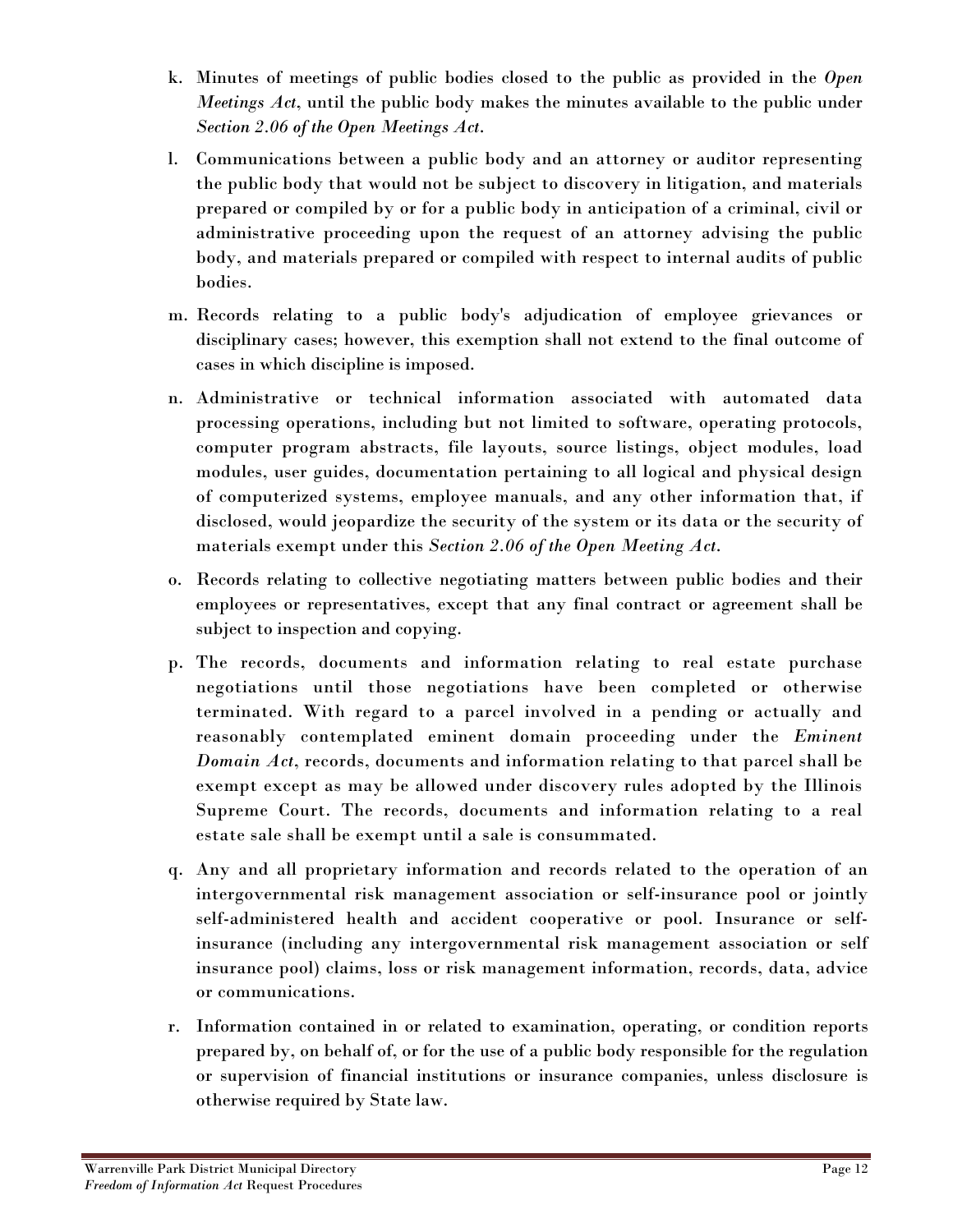k. Minutes of meetings of public bodies closed to the public as provided in the *Open Meetings Act*, until the public body makes the minutes available to the public under *Section 2.06 of the Open Meetings Act*.

l. Communications between a public body and an attorney or auditor representing the public body that would not be subject to discovery in litigation, and materials prepared or compiled by or for a public body in anticipation of a criminal, civil or administrative proceeding upon the request of an attorney advising the public body, and materials prepared or compiled with respect to internal audits of public bodies.

m. Records relating to a public body's adjudication of employee grievances or disciplinary cases; however, this exemption shall not extend to the final outcome of cases in which discipline is imposed.

n. Administrative or technical information associated with automated data processing operations, including but not limited to software, operating protocols, computer program abstracts, file layouts, source listings, object modules, load modules, user guides, documentation pertaining to all logical and physical design of computerized systems, employee manuals, and any other information that, if disclosed, would jeopardize the security of the system or its data or the security of materials exempt under this *Section 2.06 of the Open Meeting Act*.

o. Records relating to collective negotiating matters between public bodies and their employees or representatives, except that any final contract or agreement shall be subject to inspection and copying.

p. The records, documents and information relating to real estate purchase negotiations until those negotiations have been completed or otherwise terminated. With regard to a parcel involved in a pending or actually and reasonably contemplated eminent domain proceeding under the *Eminent Domain Act*, records, documents and information relating to that parcel shall be exempt except as may be allowed under discovery rules adopted by the Illinois Supreme Court. The records, documents and information relating to a real estate sale shall be exempt until a sale is consummated.

q. Any and all proprietary information and records related to the operation of an intergovernmental risk management association or self-insurance pool or jointly self-administered health and accident cooperative or pool. Insurance or self-insurance (including any intergovernmental risk management association or self insurance pool) claims, loss or risk management information, records, data, advice or communications.

r. Information contained in or related to examination, operating, or condition reports prepared by, on behalf of, or for the use of a public body responsible for the regulation or supervision of financial institutions or insurance companies, unless disclosure is otherwise required by State law.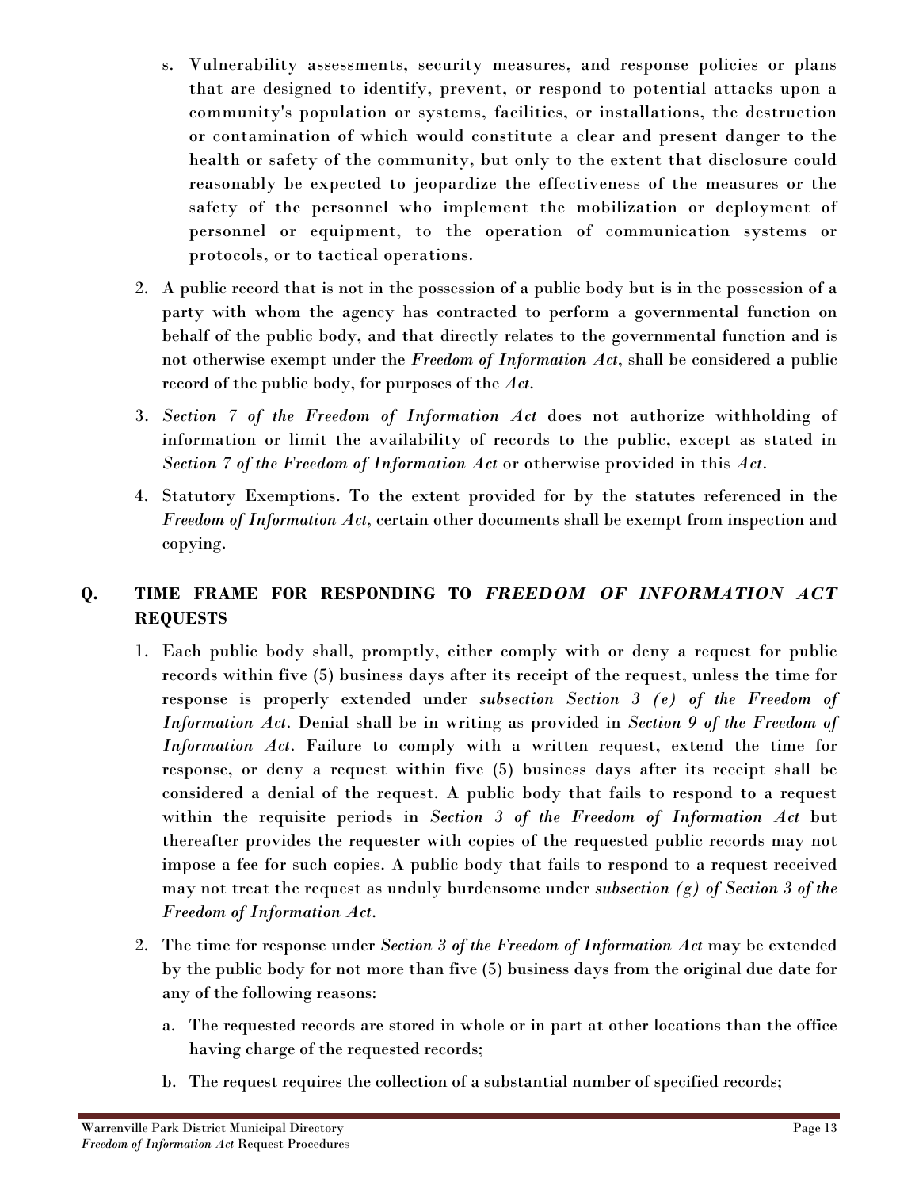s. Vulnerability assessments, security measures, and response policies or plans that are designed to identify, prevent, or respond to potential attacks upon a community's population or systems, facilities, or installations, the destruction or contamination of which would constitute a clear and present danger to the health or safety of the community, but only to the extent that disclosure could reasonably be expected to jeopardize the effectiveness of the measures or the safety of the personnel who implement the mobilization or deployment of personnel or equipment, to the operation of communication systems or protocols, or to tactical operations.

2. A public record that is not in the possession of a public body but is in the possession of a party with whom the agency has contracted to perform a governmental function on behalf of the public body, and that directly relates to the governmental function and is not otherwise exempt under the *Freedom of Information Act*, shall be considered a public record of the public body, for purposes of the *Act*.

3. *Section 7 of the Freedom of Information Act* does not authorize withholding of information or limit the availability of records to the public, except as stated in *Section 7 of the Freedom of Information Act* or otherwise provided in this *Act*.

4. Statutory Exemptions. To the extent provided for by the statutes referenced in the *Freedom of Information Act*, certain other documents shall be exempt from inspection and copying.

## Q. TIME FRAME FOR RESPONDING TO *FREEDOM OF INFORMATION ACT* REQUESTS

1. Each public body shall, promptly, either comply with or deny a request for public records within five (5) business days after its receipt of the request, unless the time for response is properly extended under *subsection Section 3 (e) of the Freedom of Information Act*. Denial shall be in writing as provided in *Section 9 of the Freedom of Information Act*. Failure to comply with a written request, extend the time for response, or deny a request within five (5) business days after its receipt shall be considered a denial of the request. A public body that fails to respond to a request within the requisite periods in *Section 3 of the Freedom of Information Act* but thereafter provides the requester with copies of the requested public records may not impose a fee for such copies. A public body that fails to respond to a request received may not treat the request as unduly burdensome under *subsection (g) of Section 3 of the Freedom of Information Act*.

2. The time for response under *Section 3 of the Freedom of Information Act* may be extended by the public body for not more than five (5) business days from the original due date for any of the following reasons:

   a. The requested records are stored in whole or in part at other locations than the office having charge of the requested records;

   b. The request requires the collection of a substantial number of specified records;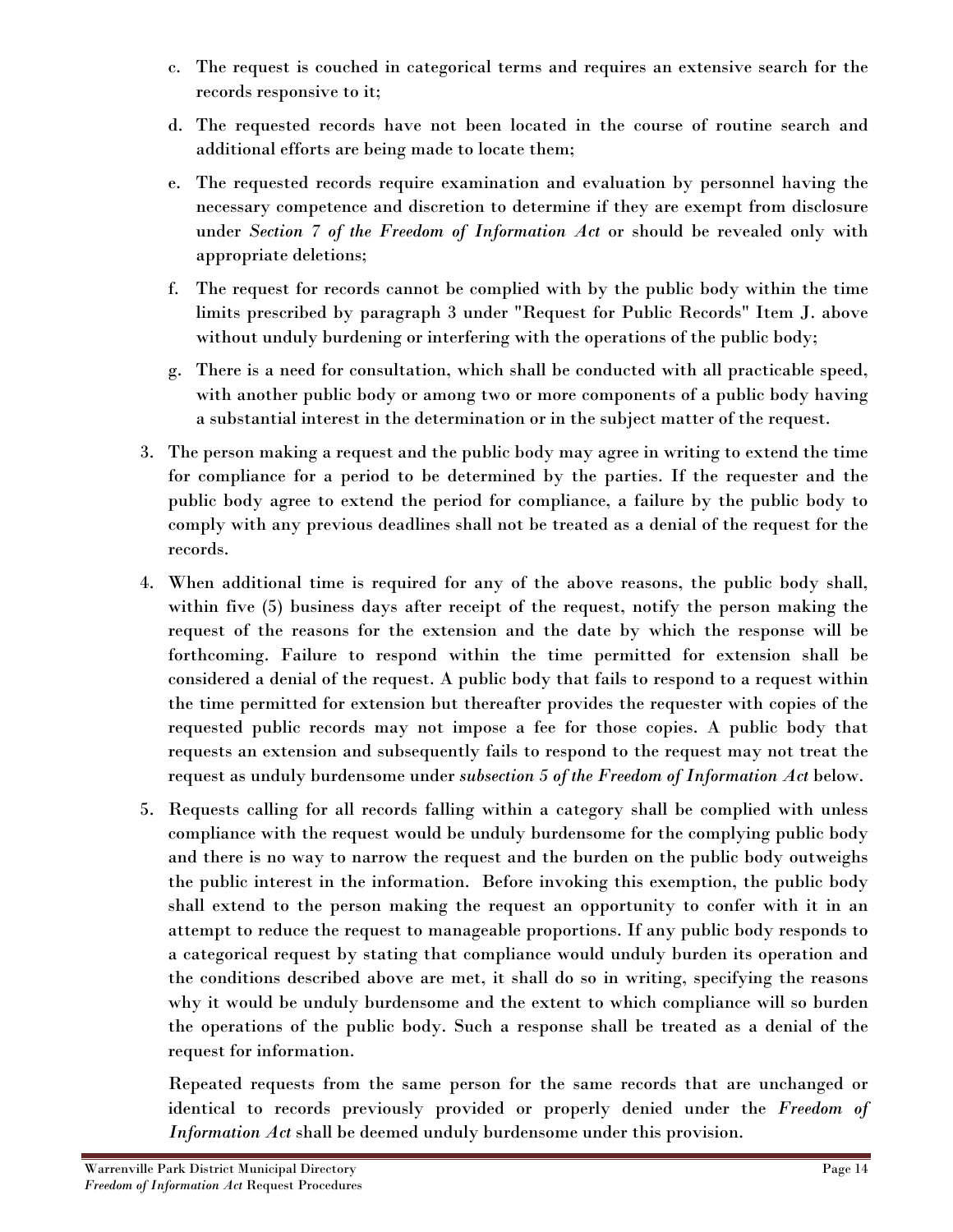c. The request is couched in categorical terms and requires an extensive search for the records responsive to it;

d. The requested records have not been located in the course of routine search and additional efforts are being made to locate them;

e. The requested records require examination and evaluation by personnel having the necessary competence and discretion to determine if they are exempt from disclosure under *Section 7 of the Freedom of Information Act* or should be revealed only with appropriate deletions;

f. The request for records cannot be complied with by the public body within the time limits prescribed by paragraph 3 under "Request for Public Records" Item J. above without unduly burdening or interfering with the operations of the public body;

g. There is a need for consultation, which shall be conducted with all practicable speed, with another public body or among two or more components of a public body having a substantial interest in the determination or in the subject matter of the request.

3. The person making a request and the public body may agree in writing to extend the time for compliance for a period to be determined by the parties. If the requester and the public body agree to extend the period for compliance, a failure by the public body to comply with any previous deadlines shall not be treated as a denial of the request for the records.

4. When additional time is required for any of the above reasons, the public body shall, within five (5) business days after receipt of the request, notify the person making the request of the reasons for the extension and the date by which the response will be forthcoming. Failure to respond within the time permitted for extension shall be considered a denial of the request. A public body that fails to respond to a request within the time permitted for extension but thereafter provides the requester with copies of the requested public records may not impose a fee for those copies. A public body that requests an extension and subsequently fails to respond to the request may not treat the request as unduly burdensome under *subsection 5 of the Freedom of Information Act* below.

5. Requests calling for all records falling within a category shall be complied with unless compliance with the request would be unduly burdensome for the complying public body and there is no way to narrow the request and the burden on the public body outweighs the public interest in the information. Before invoking this exemption, the public body shall extend to the person making the request an opportunity to confer with it in an attempt to reduce the request to manageable proportions. If any public body responds to a categorical request by stating that compliance would unduly burden its operation and the conditions described above are met, it shall do so in writing, specifying the reasons why it would be unduly burdensome and the extent to which compliance will so burden the operations of the public body. Such a response shall be treated as a denial of the request for information.

   Repeated requests from the same person for the same records that are unchanged or identical to records previously provided or properly denied under the *Freedom of Information Act* shall be deemed unduly burdensome under this provision.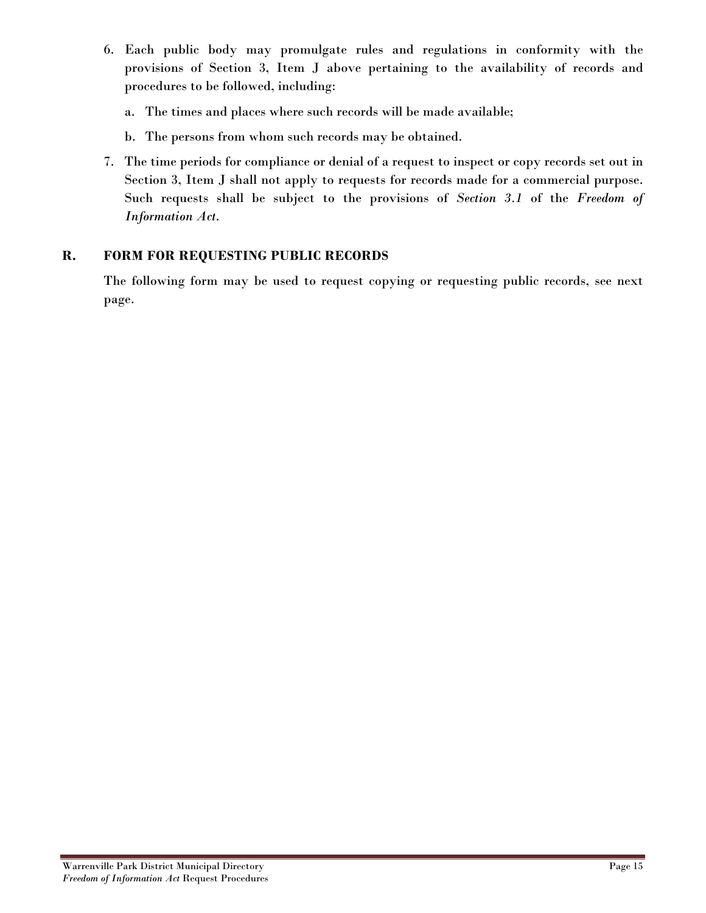6. Each public body may promulgate rules and regulations in conformity with the provisions of Section 3, Item J above pertaining to the availability of records and procedures to be followed, including:

   a. The times and places where such records will be made available;

   b. The persons from whom such records may be obtained.

7. The time periods for compliance or denial of a request to inspect or copy records set out in Section 3, Item J shall not apply to requests for records made for a commercial purpose. Such requests shall be subject to the provisions of *Section 3.1* of the *Freedom of Information Act*.

## R. FORM FOR REQUESTING PUBLIC RECORDS

The following form may be used to request copying or requesting public records, see next page.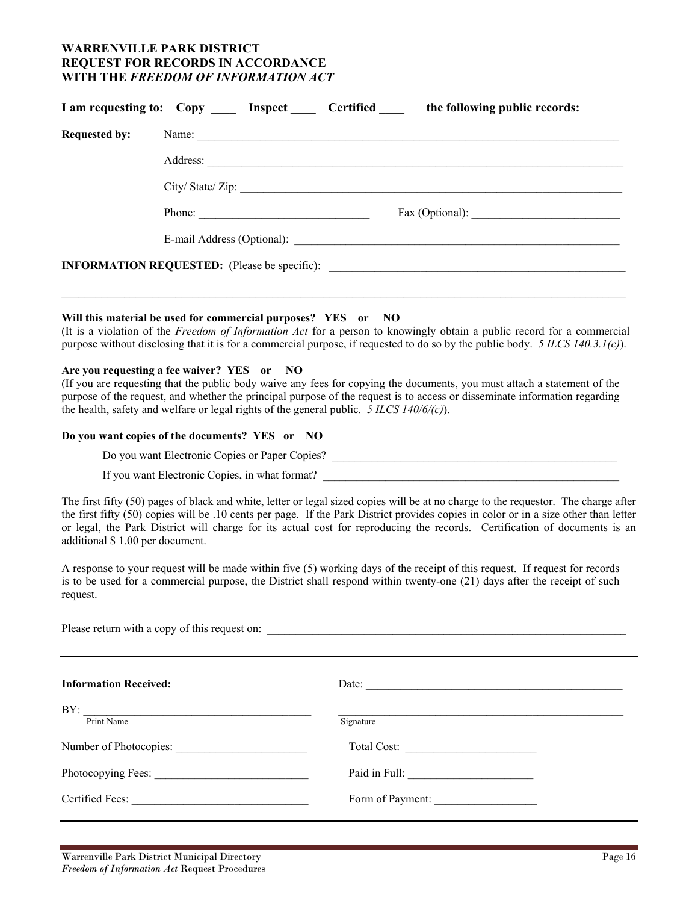# WARRENVILLE PARK DISTRICT
# REQUEST FOR RECORDS IN ACCORDANCE WITH THE *FREEDOM OF INFORMATION ACT*

**I am requesting to: Copy ____ Inspect ____ Certified ____ the following public records:**

**Requested by:**

Name: ______________________________________________________________________________

Address: ____________________________________________________________________________

City/ State/ Zip: _______________________________________________________________________

Phone: ______________________________ Fax (Optional): __________________________

E-mail Address (Optional): _________________________________________________________

**INFORMATION REQUESTED:** (Please be specific): _____________________________________________

_____________________________________________________________________________________________

**Will this material be used for commercial purposes? YES or NO**

(It is a violation of the *Freedom of Information Act* for a person to knowingly obtain a public record for a commercial purpose without disclosing that it is for a commercial purpose, if requested to do so by the public body. *5 ILCS 140.3.1(c)*).

**Are you requesting a fee waiver? YES or NO**

(If you are requesting that the public body waive any fees for copying the documents, you must attach a statement of the purpose of the request, and whether the principal purpose of the request is to access or disseminate information regarding the health, safety and welfare or legal rights of the general public. *5 ILCS 140/6/(c)*).

**Do you want copies of the documents? YES or NO**

Do you want Electronic Copies or Paper Copies? ____________________________________________________

If you want Electronic Copies, in what format? ____________________________________________________

The first fifty (50) pages of black and white, letter or legal sized copies will be at no charge to the requestor. The charge after the first fifty (50) copies will be .10 cents per page. If the Park District provides copies in color or in a size other than letter or legal, the Park District will charge for its actual cost for reproducing the records. Certification of documents is an additional $ 1.00 per document.

A response to your request will be made within five (5) working days of the receipt of this request. If request for records is to be used for a commercial purpose, the District shall respond within twenty-one (21) days after the receipt of such request.

Please return with a copy of this request on: _________________________________________________________

---

**Information Received:** Date: _____________________________________________

BY: ________________________________________ ________________________________________________
Print Name Signature

Number of Photocopies: _______________________ Total Cost: _______________________

Photocopying Fees: ___________________________ Paid in Full: ______________________

Certified Fees: _______________________________ Form of Payment: __________________

---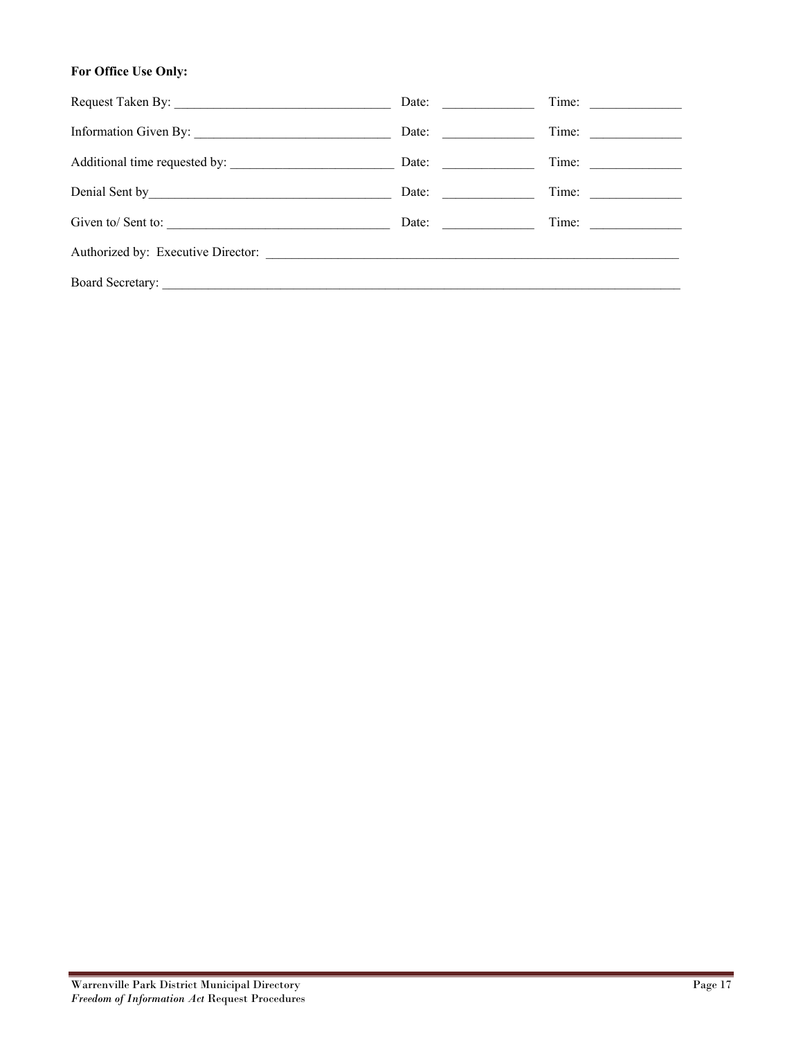**For Office Use Only:**

Request Taken By: _________________________________ Date: ______________ Time: ______________

Information Given By: ______________________________ Date: ______________ Time: ______________

Additional time requested by: _________________________ Date: ______________ Time: ______________

Denial Sent by_____________________________________ Date: ______________ Time: ______________

Given to/ Sent to: __________________________________ Date: ______________ Time: ______________

Authorized by: Executive Director: _________________________________________________________________

Board Secretary: _____________________________________________________________________________